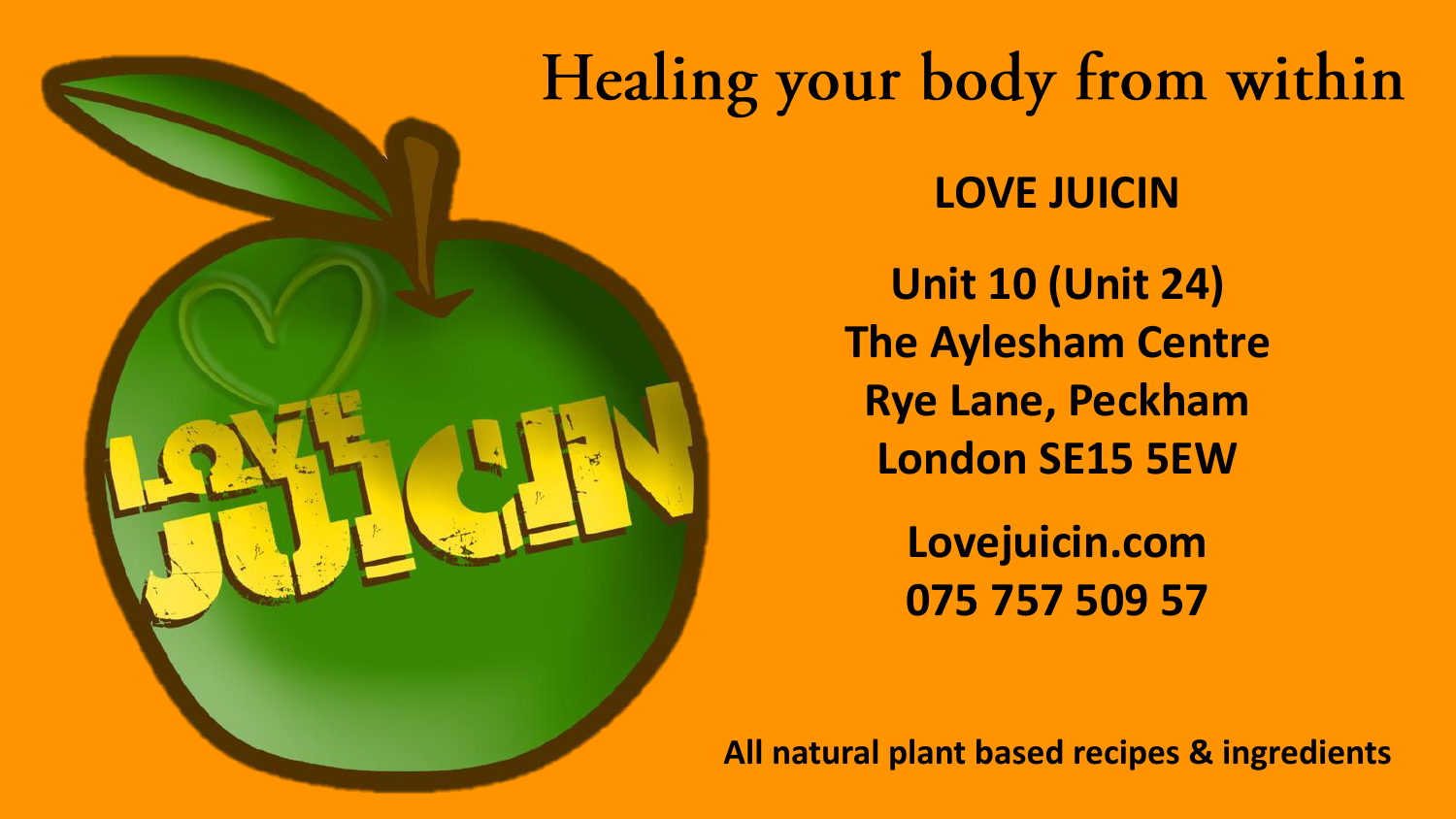# Healing your body from within

**LOVE JUICIN**

**Unit 10 (Unit 24)**
**The Aylesham Centre**
**Rye Lane, Peckham**
**London SE15 5EW**

**Lovejuicin.com**
**075 757 509 57**

**All natural plant based recipes & ingredients**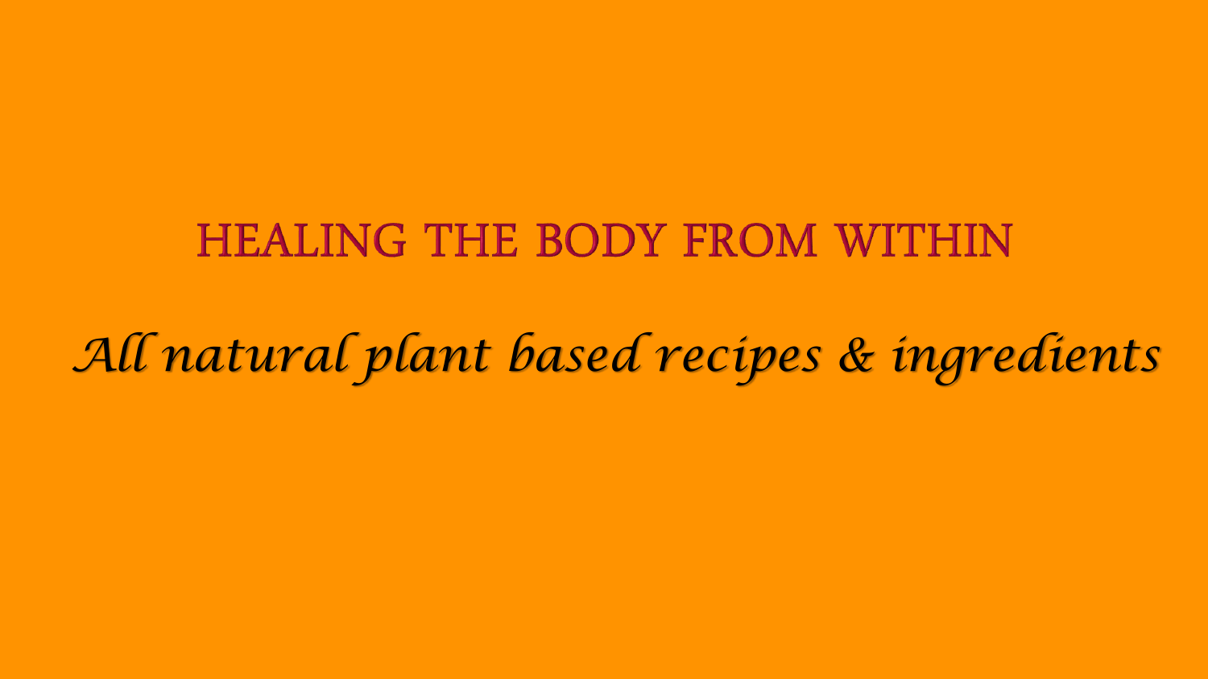# HEALING THE BODY FROM WITHIN

*All natural plant based recipes & ingredients*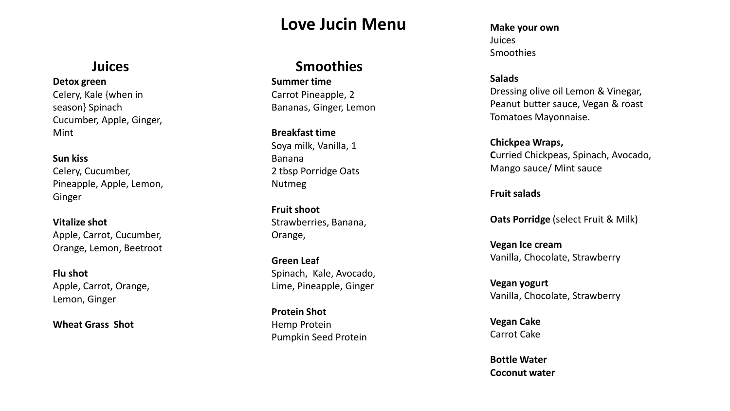# Love Jucin Menu

## Juices

**Detox green**
Celery, Kale {when in season} Spinach Cucumber, Apple, Ginger, Mint

**Sun kiss**
Celery, Cucumber, Pineapple, Apple, Lemon, Ginger

**Vitalize shot**
Apple, Carrot, Cucumber, Orange, Lemon, Beetroot

**Flu shot**
Apple, Carrot, Orange, Lemon, Ginger

**Wheat Grass Shot**

## Smoothies

**Summer time**
Carrot Pineapple, 2 Bananas, Ginger, Lemon

**Breakfast time**
Soya milk, Vanilla, 1 Banana
2 tbsp Porridge Oats
Nutmeg

**Fruit shoot**
Strawberries, Banana, Orange,

**Green Leaf**
Spinach, Kale, Avocado, Lime, Pineapple, Ginger

**Protein Shot**
Hemp Protein
Pumpkin Seed Protein

**Make your own**
Juices
Smoothies

**Salads**
Dressing olive oil Lemon & Vinegar, Peanut butter sauce, Vegan & roast Tomatoes Mayonnaise.

**Chickpea Wraps,**
**C**urried Chickpeas, Spinach, Avocado, Mango sauce/ Mint sauce

**Fruit salads**

**Oats Porridge** (select Fruit & Milk)

**Vegan Ice cream**
Vanilla, Chocolate, Strawberry

**Vegan yogurt**
Vanilla, Chocolate, Strawberry

**Vegan Cake**
Carrot Cake

**Bottle Water**
**Coconut water**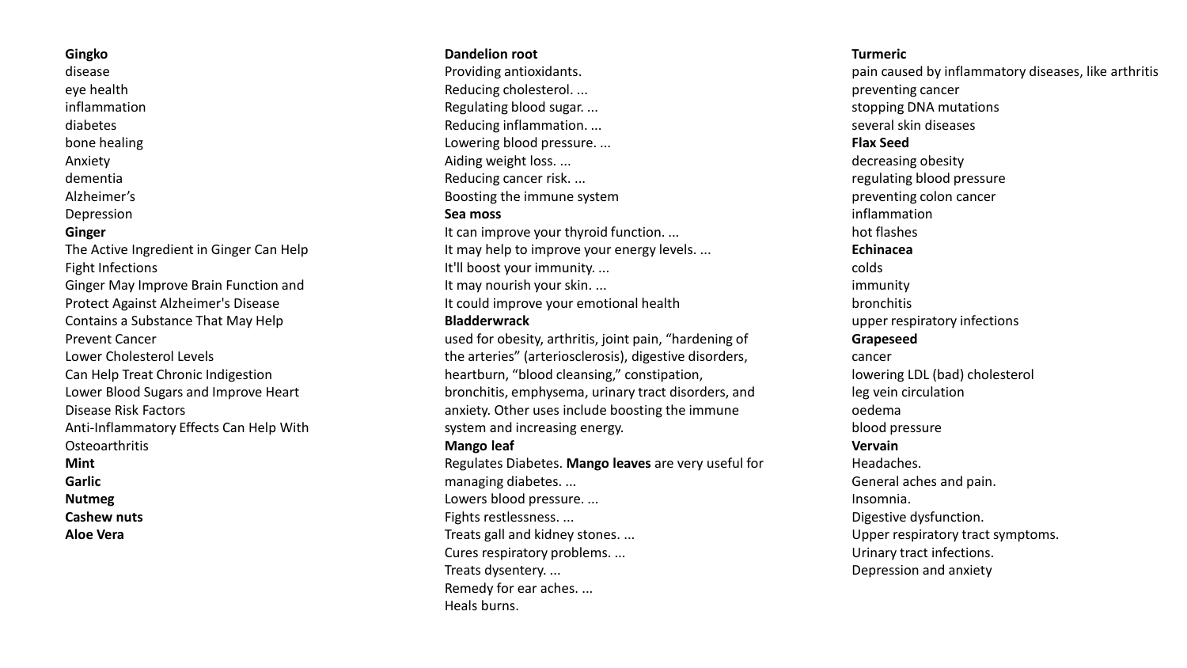**Gingko**
disease
eye health
inflammation
diabetes
bone healing
Anxiety
dementia
Alzheimer's
Depression

**Ginger**
The Active Ingredient in Ginger Can Help Fight Infections
Ginger May Improve Brain Function and Protect Against Alzheimer's Disease
Contains a Substance That May Help Prevent Cancer
Lower Cholesterol Levels
Can Help Treat Chronic Indigestion
Lower Blood Sugars and Improve Heart Disease Risk Factors
Anti-Inflammatory Effects Can Help With Osteoarthritis

**Mint**

**Garlic**

**Nutmeg**

**Cashew nuts**

**Aloe Vera**

**Dandelion root**
Providing antioxidants.
Reducing cholesterol. ...
Regulating blood sugar. ...
Reducing inflammation. ...
Lowering blood pressure. ...
Aiding weight loss. ...
Reducing cancer risk. ...
Boosting the immune system

**Sea moss**
It can improve your thyroid function. ...
It may help to improve your energy levels. ...
It'll boost your immunity. ...
It may nourish your skin. ...
It could improve your emotional health

**Bladderwrack**
used for obesity, arthritis, joint pain, "hardening of the arteries" (arteriosclerosis), digestive disorders, heartburn, "blood cleansing," constipation, bronchitis, emphysema, urinary tract disorders, and anxiety. Other uses include boosting the immune system and increasing energy.

**Mango leaf**
Regulates Diabetes. **Mango leaves** are very useful for managing diabetes. ...
Lowers blood pressure. ...
Fights restlessness. ...
Treats gall and kidney stones. ...
Cures respiratory problems. ...
Treats dysentery. ...
Remedy for ear aches. ...
Heals burns.

**Turmeric**
pain caused by inflammatory diseases, like arthritis
preventing cancer
stopping DNA mutations
several skin diseases

**Flax Seed**
decreasing obesity
regulating blood pressure
preventing colon cancer
inflammation
hot flashes

**Echinacea**
colds
immunity
bronchitis
upper respiratory infections

**Grapeseed**
cancer
lowering LDL (bad) cholesterol
leg vein circulation
oedema
blood pressure

**Vervain**
Headaches.
General aches and pain.
Insomnia.
Digestive dysfunction.
Upper respiratory tract symptoms.
Urinary tract infections.
Depression and anxiety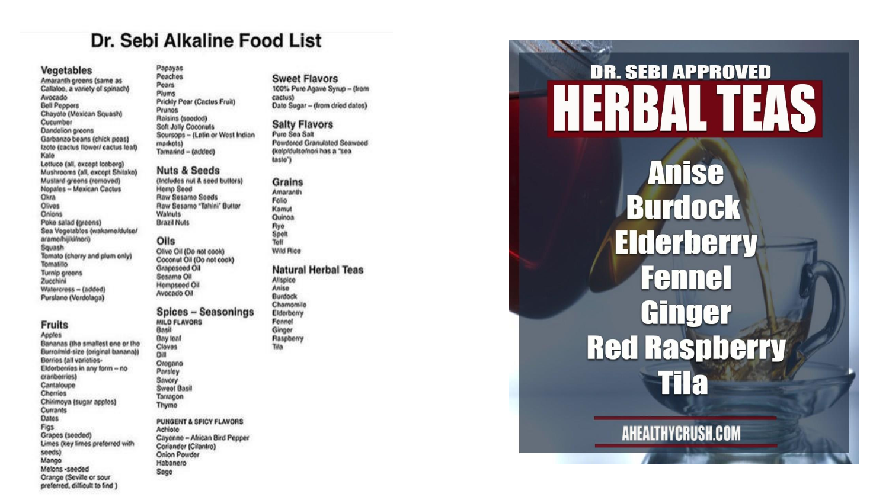# Dr. Sebi Alkaline Food List

## Vegetables

- Amaranth greens (same as Callaloo, a variety of spinach)
- Avocado
- Bell Peppers
- Chayote (Mexican Squash)
- Cucumber
- Dandelion greens
- Garbanzo beans (chick peas)
- Izote (cactus flower/ cactus leaf)
- Kale
- Lettuce (all, except Iceberg)
- Mushrooms (all, except Shitake)
- Mustard greens (removed)
- Nopales – Mexican Cactus
- Okra
- Olives
- Onions
- Poke salad (greens)
- Sea Vegetables (wakame/dulse/arame/hijiki/nori)
- Squash
- Tomato (cherry and plum only)
- Tomatillo
- Turnip greens
- Zucchini
- Watercress – (added)
- Purslane (Verdolaga)

## Fruits

- Apples
- Bananas (the smallest one or the Burro/mid-size (original banana))
- Berries (all varieties- Elderberries in any form – no cranberries)
- Cantaloupe
- Cherries
- Chirimoya (sugar apples)
- Currants
- Dates
- Figs
- Grapes (seeded)
- Limes (key limes preferred with seeds)
- Mango
- Melons -seeded
- Orange (Seville or sour preferred, difficult to find )
- Papayas
- Peaches
- Pears
- Plums
- Prickly Pear (Cactus Fruit)
- Prunes
- Raisins (seeded)
- Soft Jelly Coconuts
- Soursops – (Latin or West Indian markets)
- Tamarind – (added)

## Nuts & Seeds

(Includes nut & seed butters)

- Hemp Seed
- Raw Sesame Seeds
- Raw Sesame "Tahini" Butter
- Walnuts
- Brazil Nuts

## Oils

- Olive Oil (Do not cook)
- Coconut Oil (Do not cook)
- Grapeseed Oil
- Sesame Oil
- Hempseed Oil
- Avocado Oil

## Spices – Seasonings

### MILD FLAVORS

- Basil
- Bay leaf
- Cloves
- Dill
- Oregano
- Parsley
- Savory
- Sweet Basil
- Tarragon
- Thyme

### PUNGENT & SPICY FLAVORS

- Achiote
- Cayenne – African Bird Pepper
- Coriander (Cilantro)
- Onion Powder
- Habanero
- Sage

## Sweet Flavors

- 100% Pure Agave Syrup – (from cactus)
- Date Sugar – (from dried dates)

## Salty Flavors

- Pure Sea Salt
- Powdered Granulated Seaweed (kelp/dulse/nori has a "sea taste")

## Grains

- Amaranth
- Fonio
- Kamut
- Quinoa
- Rye
- Spelt
- Teff
- Wild Rice

## Natural Herbal Teas

- Allspice
- Anise
- Burdock
- Chamomile
- Elderberry
- Fennel
- Ginger
- Raspberry
- Tila

# DR. SEBI APPROVED HERBAL TEAS

- Anise
- Burdock
- Elderberry
- Fennel
- Ginger
- Red Raspberry
- Tila

AHEALTHYCRUSH.COM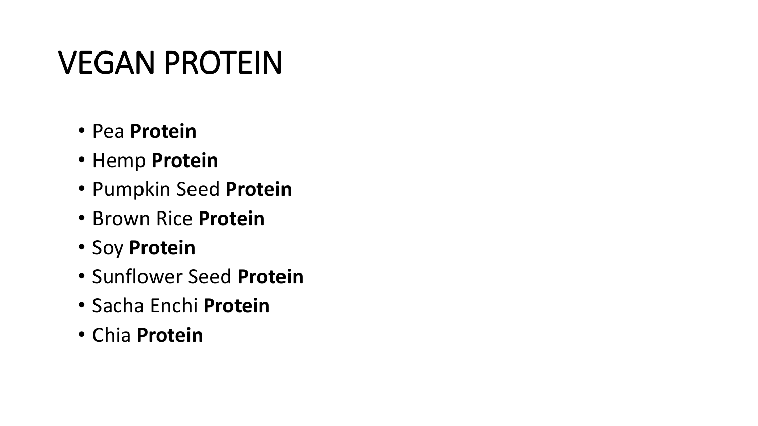# VEGAN PROTEIN

- Pea **Protein**
- Hemp **Protein**
- Pumpkin Seed **Protein**
- Brown Rice **Protein**
- Soy **Protein**
- Sunflower Seed **Protein**
- Sacha Enchi **Protein**
- Chia **Protein**